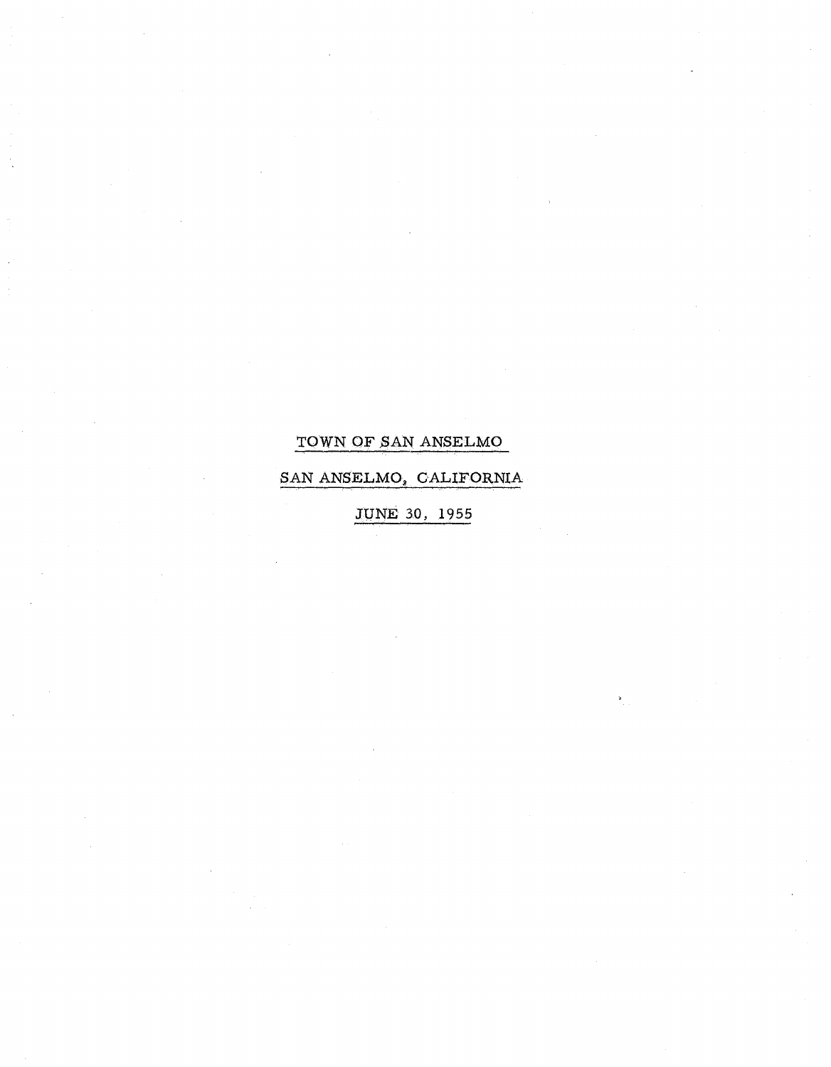TOWN OF SAN ANSELMO

SAN ANSELMO, CALIFORNIA

JUNE 30, 1955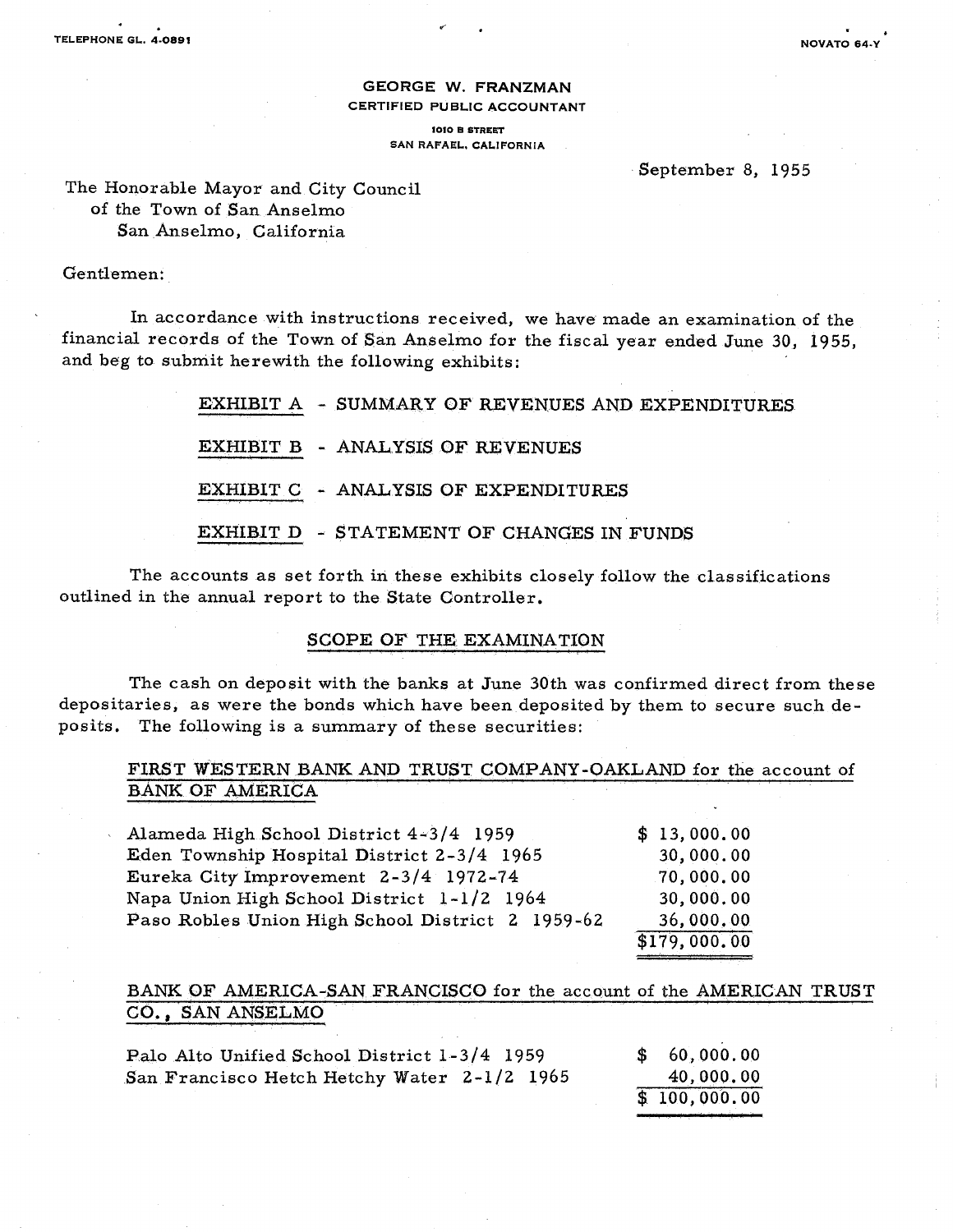TELEPHONE GL. 4-0891

NOVATO 64-Y

**GEORGE W. FRANZMAN**
**CERTIFIED PUBLIC ACCOUNTANT**
1010 B STREET
SAN RAFAEL, CALIFORNIA

September 8, 1955

The Honorable Mayor and City Council
of the Town of San Anselmo
San Anselmo, California

Gentlemen:

In accordance with instructions received, we have made an examination of the financial records of the Town of San Anselmo for the fiscal year ended June 30, 1955, and beg to submit herewith the following exhibits:

- EXHIBIT A - SUMMARY OF REVENUES AND EXPENDITURES
- EXHIBIT B - ANALYSIS OF REVENUES
- EXHIBIT C - ANALYSIS OF EXPENDITURES
- EXHIBIT D - STATEMENT OF CHANGES IN FUNDS

The accounts as set forth in these exhibits closely follow the classifications outlined in the annual report to the State Controller.

## SCOPE OF THE EXAMINATION

The cash on deposit with the banks at June 30th was confirmed direct from these depositaries, as were the bonds which have been deposited by them to secure such deposits. The following is a summary of these securities:

**FIRST WESTERN BANK AND TRUST COMPANY-OAKLAND for the account of BANK OF AMERICA**

| Security | Amount |
|---|---|
| Alameda High School District 4-3/4 1959 | $ 13,000.00 |
| Eden Township Hospital District 2-3/4 1965 | 30,000.00 |
| Eureka City Improvement 2-3/4 1972-74 | 70,000.00 |
| Napa Union High School District 1-1/2 1964 | 30,000.00 |
| Paso Robles Union High School District 2 1959-62 | 36,000.00 |
| | $179,000.00 |

**BANK OF AMERICA-SAN FRANCISCO for the account of the AMERICAN TRUST CO., SAN ANSELMO**

| Security | Amount |
|---|---|
| Palo Alto Unified School District 1-3/4 1959 | $ 60,000.00 |
| San Francisco Hetch Hetchy Water 2-1/2 1965 | 40,000.00 |
| | $ 100,000.00 |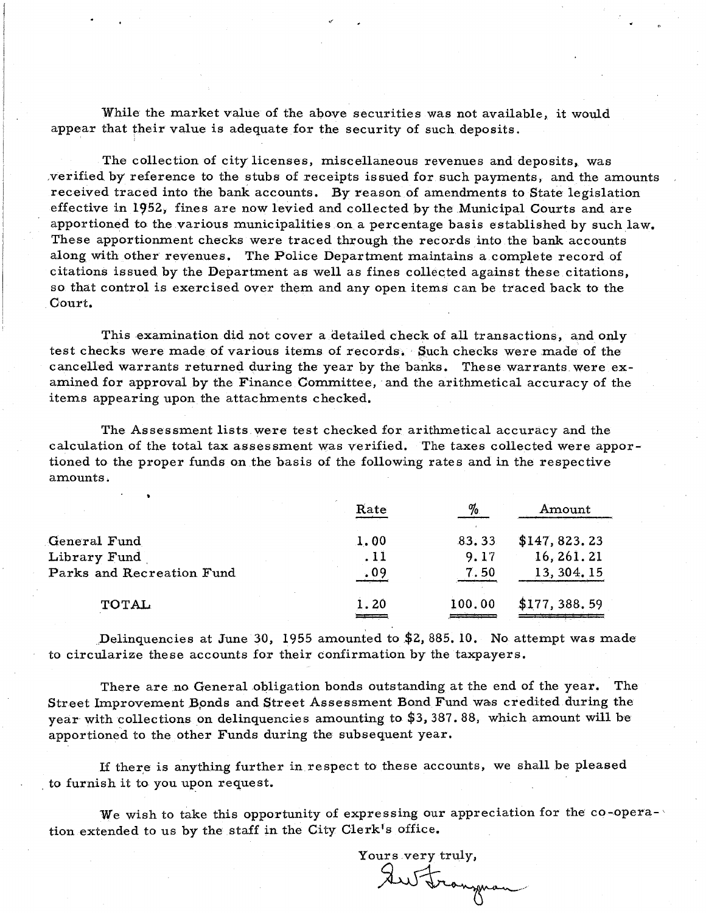While the market value of the above securities was not available, it would appear that their value is adequate for the security of such deposits.

The collection of city licenses, miscellaneous revenues and deposits, was verified by reference to the stubs of receipts issued for such payments, and the amounts received traced into the bank accounts. By reason of amendments to State legislation effective in 1952, fines are now levied and collected by the Municipal Courts and are apportioned to the various municipalities on a percentage basis established by such law. These apportionment checks were traced through the records into the bank accounts along with other revenues. The Police Department maintains a complete record of citations issued by the Department as well as fines collected against these citations, so that control is exercised over them and any open items can be traced back to the Court.

This examination did not cover a detailed check of all transactions, and only test checks were made of various items of records. Such checks were made of the cancelled warrants returned during the year by the banks. These warrants were examined for approval by the Finance Committee, and the arithmetical accuracy of the items appearing upon the attachments checked.

The Assessment lists were test checked for arithmetical accuracy and the calculation of the total tax assessment was verified. The taxes collected were apportioned to the proper funds on the basis of the following rates and in the respective amounts.

| | Rate | % | Amount |
|---|---|---|---|
| General Fund | 1.00 | 83.33 | $147,823.23 |
| Library Fund | .11 | 9.17 | 16,261.21 |
| Parks and Recreation Fund | .09 | 7.50 | 13,304.15 |
| TOTAL | 1.20 | 100.00 | $177,388.59 |

Delinquencies at June 30, 1955 amounted to $2,885.10. No attempt was made to circularize these accounts for their confirmation by the taxpayers.

There are no General obligation bonds outstanding at the end of the year. The Street Improvement Bonds and Street Assessment Bond Fund was credited during the year with collections on delinquencies amounting to $3,387.88, which amount will be apportioned to the other Funds during the subsequent year.

If there is anything further in respect to these accounts, we shall be pleased to furnish it to you upon request.

We wish to take this opportunity of expressing our appreciation for the co-operation extended to us by the staff in the City Clerk's office.

Yours very truly,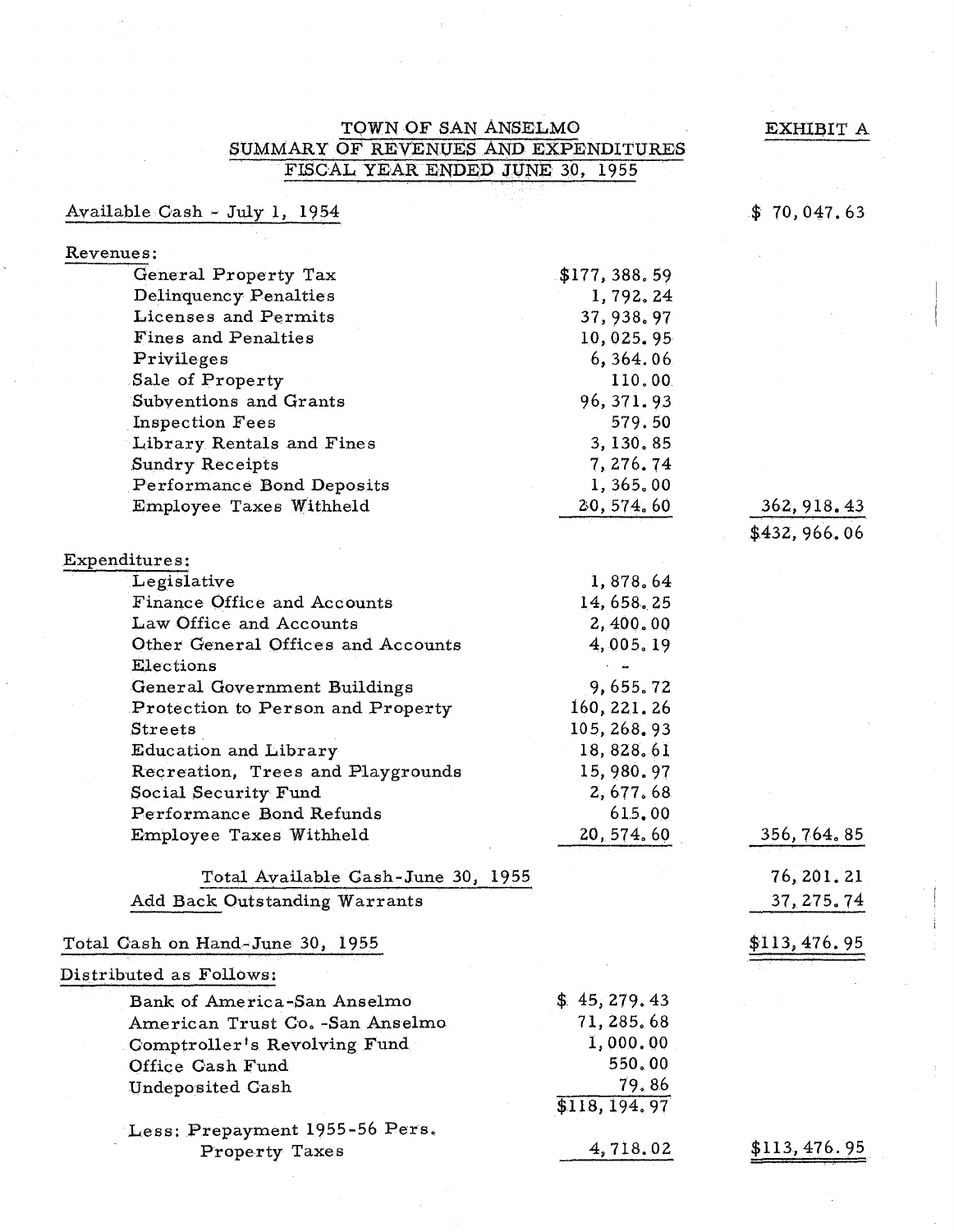# TOWN OF SAN ANSELMO
## SUMMARY OF REVENUES AND EXPENDITURES
## FISCAL YEAR ENDED JUNE 30, 1955

EXHIBIT A

| | | |
|---|---|---|
| Available Cash - July 1, 1954 | | $ 70,047.63 |
| **Revenues:** | | |
| General Property Tax | $177,388.59 | |
| Delinquency Penalties | 1,792.24 | |
| Licenses and Permits | 37,938.97 | |
| Fines and Penalties | 10,025.95 | |
| Privileges | 6,364.06 | |
| Sale of Property | 110.00 | |
| Subventions and Grants | 96,371.93 | |
| Inspection Fees | 579.50 | |
| Library Rentals and Fines | 3,130.85 | |
| Sundry Receipts | 7,276.74 | |
| Performance Bond Deposits | 1,365.00 | |
| Employee Taxes Withheld | 20,574.60 | 362,918.43 |
| | | $432,966.06 |
| **Expenditures:** | | |
| Legislative | 1,878.64 | |
| Finance Office and Accounts | 14,658.25 | |
| Law Office and Accounts | 2,400.00 | |
| Other General Offices and Accounts | 4,005.19 | |
| Elections | - | |
| General Government Buildings | 9,655.72 | |
| Protection to Person and Property | 160,221.26 | |
| Streets | 105,268.93 | |
| Education and Library | 18,828.61 | |
| Recreation, Trees and Playgrounds | 15,980.97 | |
| Social Security Fund | 2,677.68 | |
| Performance Bond Refunds | 615.00 | |
| Employee Taxes Withheld | 20,574.60 | 356,764.85 |
| Total Available Cash-June 30, 1955 | | 76,201.21 |
| Add Back Outstanding Warrants | | 37,275.74 |
| Total Cash on Hand-June 30, 1955 | | $113,476.95 |
| **Distributed as Follows:** | | |
| Bank of America-San Anselmo | $ 45,279.43 | |
| American Trust Co. -San Anselmo | 71,285.68 | |
| Comptroller's Revolving Fund | 1,000.00 | |
| Office Cash Fund | 550.00 | |
| Undeposited Cash | 79.86 | |
| | $118,194.97 | |
| Less: Prepayment 1955-56 Pers. Property Taxes | 4,718.02 | $113,476.95 |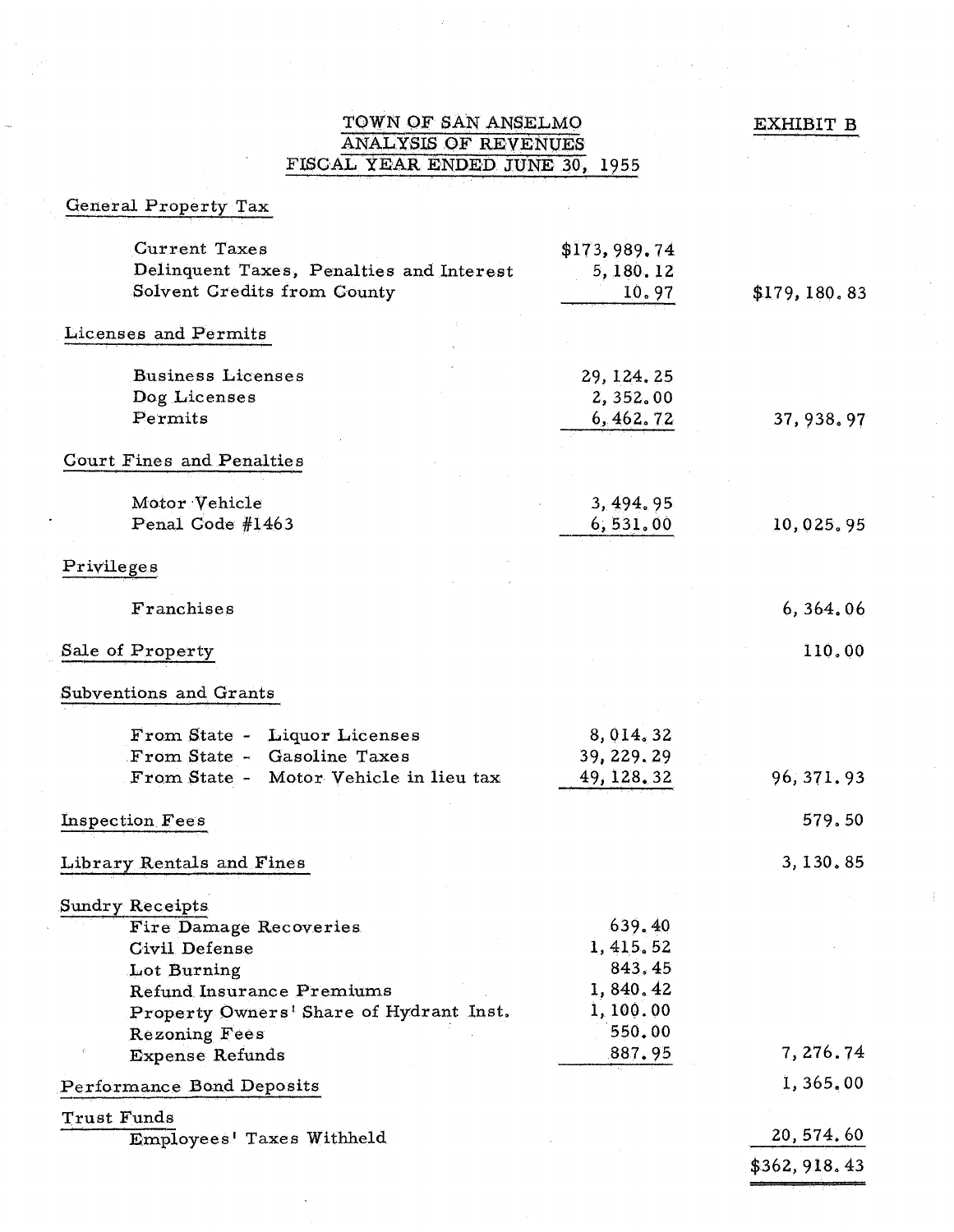# TOWN OF SAN ANSELMO
## ANALYSIS OF REVENUES
## FISCAL YEAR ENDED JUNE 30, 1955

EXHIBIT B

| | | |
|---|---|---|
| **General Property Tax** | | |
| Current Taxes | $173,989.74 | |
| Delinquent Taxes, Penalties and Interest | 5,180.12 | |
| Solvent Credits from County | 10.97 | $179,180.83 |
| **Licenses and Permits** | | |
| Business Licenses | 29,124.25 | |
| Dog Licenses | 2,352.00 | |
| Permits | 6,462.72 | 37,938.97 |
| **Court Fines and Penalties** | | |
| Motor Vehicle | 3,494.95 | |
| Penal Code #1463 | 6,531.00 | 10,025.95 |
| **Privileges** | | |
| Franchises | | 6,364.06 |
| **Sale of Property** | | 110.00 |
| **Subventions and Grants** | | |
| From State - Liquor Licenses | 8,014.32 | |
| From State - Gasoline Taxes | 39,229.29 | |
| From State - Motor Vehicle in lieu tax | 49,128.32 | 96,371.93 |
| **Inspection Fees** | | 579.50 |
| **Library Rentals and Fines** | | 3,130.85 |
| **Sundry Receipts** | | |
| Fire Damage Recoveries | 639.40 | |
| Civil Defense | 1,415.52 | |
| Lot Burning | 843.45 | |
| Refund Insurance Premiums | 1,840.42 | |
| Property Owners' Share of Hydrant Inst. | 1,100.00 | |
| Rezoning Fees | 550.00 | |
| Expense Refunds | 887.95 | 7,276.74 |
| **Performance Bond Deposits** | | 1,365.00 |
| **Trust Funds** | | |
| Employees' Taxes Withheld | | 20,574.60 |
| | | $362,918.43 |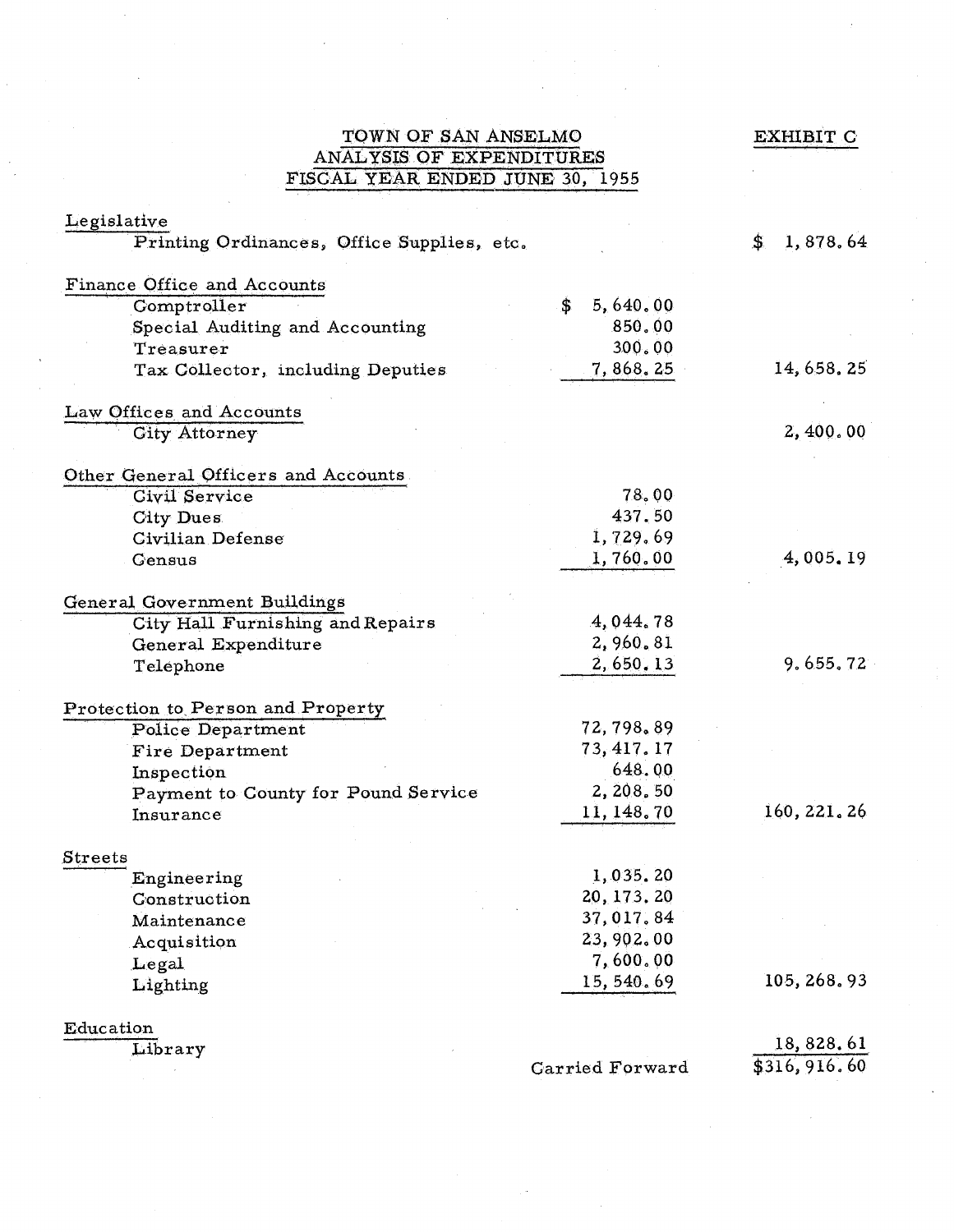# TOWN OF SAN ANSELMO
## ANALYSIS OF EXPENDITURES
## FISCAL YEAR ENDED JUNE 30, 1955

EXHIBIT C

| | | |
|---|---|---|
| **Legislative** | | |
| Printing Ordinances, Office Supplies, etc. | | $ 1,878.64 |
| **Finance Office and Accounts** | | |
| Comptroller | $ 5,640.00 | |
| Special Auditing and Accounting | 850.00 | |
| Treasurer | 300.00 | |
| Tax Collector, including Deputies | 7,868.25 | 14,658.25 |
| **Law Offices and Accounts** | | |
| City Attorney | | 2,400.00 |
| **Other General Officers and Accounts** | | |
| Civil Service | 78.00 | |
| City Dues | 437.50 | |
| Civilian Defense | 1,729.69 | |
| Census | 1,760.00 | 4,005.19 |
| **General Government Buildings** | | |
| City Hall Furnishing and Repairs | 4,044.78 | |
| General Expenditure | 2,960.81 | |
| Telephone | 2,650.13 | 9,655.72 |
| **Protection to Person and Property** | | |
| Police Department | 72,798.89 | |
| Fire Department | 73,417.17 | |
| Inspection | 648.00 | |
| Payment to County for Pound Service | 2,208.50 | |
| Insurance | 11,148.70 | 160,221.26 |
| **Streets** | | |
| Engineering | 1,035.20 | |
| Construction | 20,173.20 | |
| Maintenance | 37,017.84 | |
| Acquisition | 23,902.00 | |
| Legal | 7,600.00 | |
| Lighting | 15,540.69 | 105,268.93 |
| **Education** | | |
| Library | | 18,828.61 |
| | Carried Forward | $316,916.60 |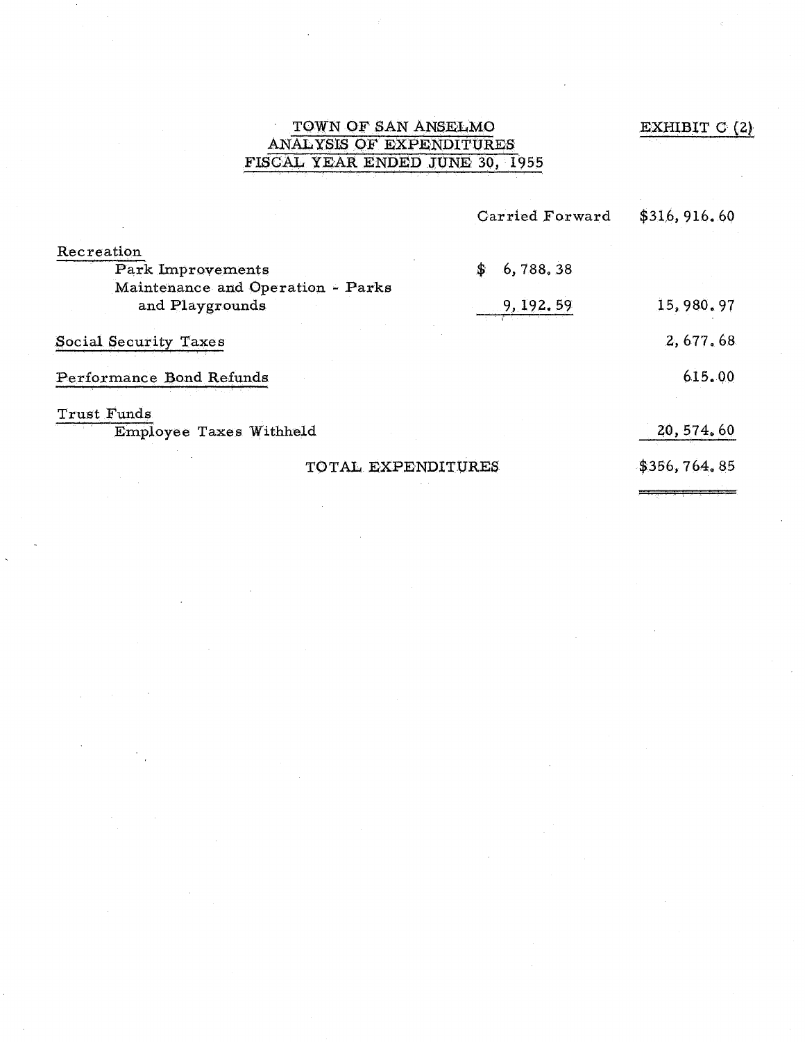# TOWN OF SAN ANSELMO
## ANALYSIS OF EXPENDITURES
## FISCAL YEAR ENDED JUNE 30, 1955

EXHIBIT C (2)

| | | |
|---|---|---|
| | Carried Forward | $316,916.60 |
| **Recreation** | | |
| Park Improvements | $ 6,788.38 | |
| Maintenance and Operation - Parks and Playgrounds | 9,192.59 | 15,980.97 |
| **Social Security Taxes** | | 2,677.68 |
| **Performance Bond Refunds** | | 615.00 |
| **Trust Funds** | | |
| Employee Taxes Withheld | | 20,574.60 |
| TOTAL EXPENDITURES | | $356,764.85 |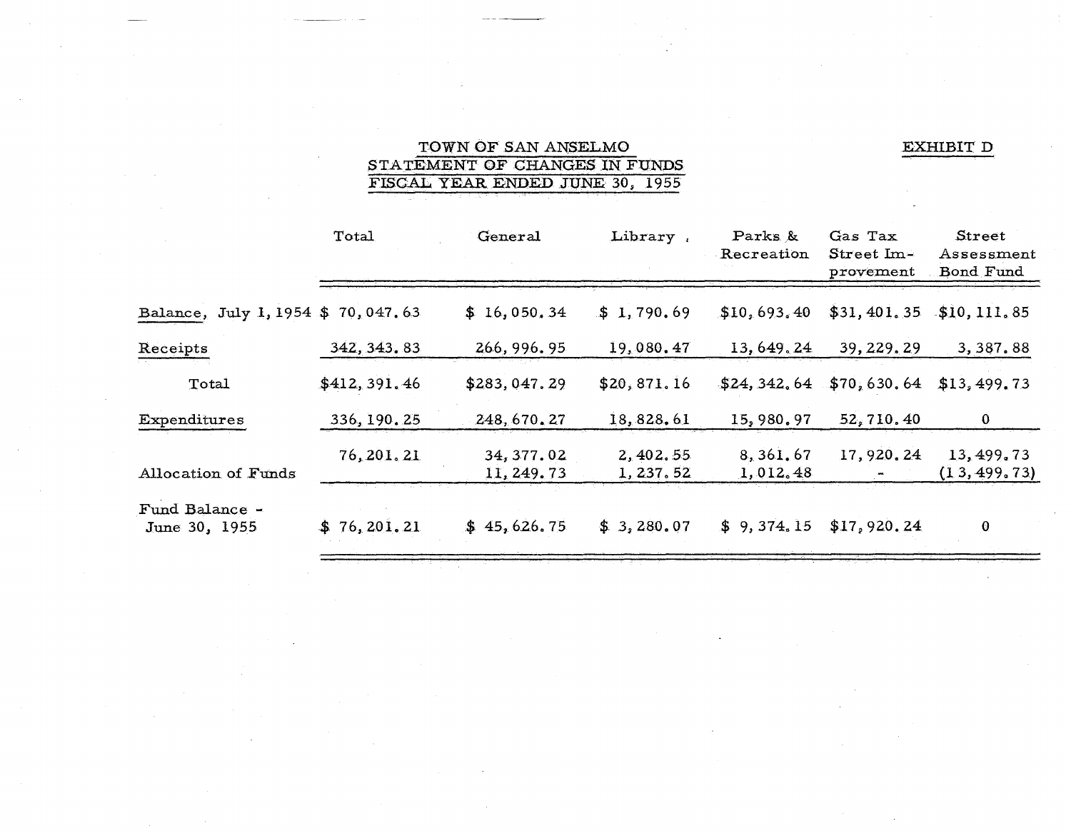# TOWN OF SAN ANSELMO
## STATEMENT OF CHANGES IN FUNDS
## FISCAL YEAR ENDED JUNE 30, 1955

EXHIBIT D

| | Total | General | Library | Parks & Recreation | Gas Tax Street Im-provement | Street Assessment Bond Fund |
|---|---|---|---|---|---|---|
| Balance, July 1, 1954 | $ 70,047.63 | $ 16,050.34 | $ 1,790.69 | $10,693.40 | $31,401.35 | $10,111.85 |
| Receipts | 342,343.83 | 266,996.95 | 19,080.47 | 13,649.24 | 39,229.29 | 3,387.88 |
| Total | $412,391.46 | $283,047.29 | $20,871.16 | $24,342.64 | $70,630.64 | $13,499.73 |
| Expenditures | 336,190.25 | 248,670.27 | 18,828.61 | 15,980.97 | 52,710.40 | 0 |
| | 76,201.21 | 34,377.02 | 2,402.55 | 8,361.67 | 17,920.24 | 13,499.73 |
| Allocation of Funds | | 11,249.73 | 1,237.52 | 1,012.48 | - | (13,499.73) |
| Fund Balance - June 30, 1955 | $ 76,201.21 | $ 45,626.75 | $ 3,280.07 | $ 9,374.15 | $17,920.24 | 0 |